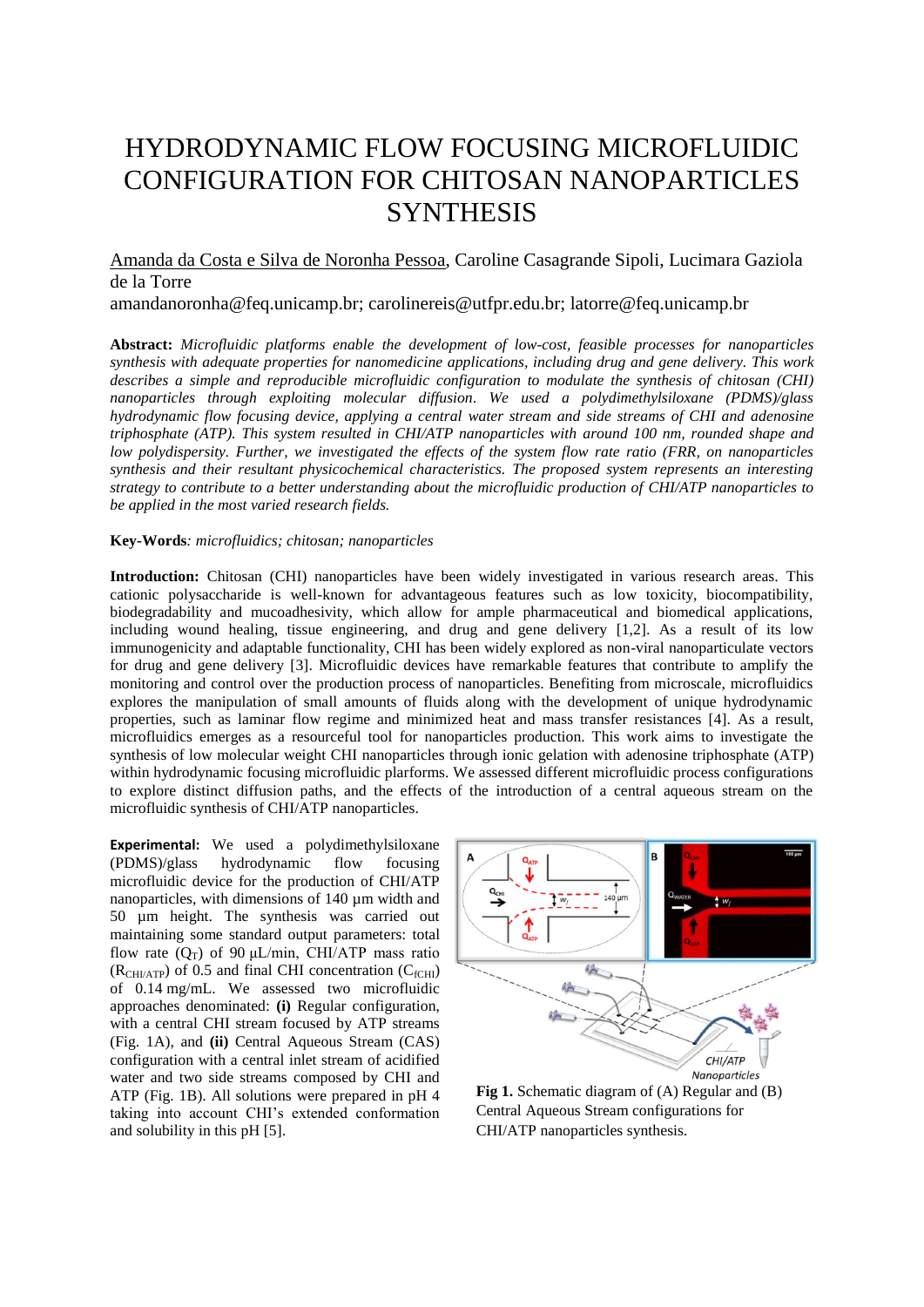# HYDRODYNAMIC FLOW FOCUSING MICROFLUIDIC CONFIGURATION FOR CHITOSAN NANOPARTICLES SYNTHESIS

Amanda da Costa e Silva de Noronha Pessoa, Caroline Casagrande Sipoli, Lucimara Gaziola de la Torre

amandanoronha@feq.unicamp.br; carolinereis@utfpr.edu.br; latorre@feq.unicamp.br

**Abstract:** *Microfluidic platforms enable the development of low-cost, feasible processes for nanoparticles synthesis with adequate properties for nanomedicine applications, including drug and gene delivery. This work describes a simple and reproducible microfluidic configuration to modulate the synthesis of chitosan (CHI) nanoparticles through exploiting molecular diffusion. We used a polydimethylsiloxane (PDMS)/glass hydrodynamic flow focusing device, applying a central water stream and side streams of CHI and adenosine triphosphate (ATP). This system resulted in CHI/ATP nanoparticles with around 100 nm, rounded shape and low polydispersity. Further, we investigated the effects of the system flow rate ratio (FRR, on nanoparticles synthesis and their resultant physicochemical characteristics. The proposed system represents an interesting strategy to contribute to a better understanding about the microfluidic production of CHI/ATP nanoparticles to be applied in the most varied research fields.*

**Key-Words**: *microfluidics; chitosan; nanoparticles*

**Introduction:** Chitosan (CHI) nanoparticles have been widely investigated in various research areas. This cationic polysaccharide is well-known for advantageous features such as low toxicity, biocompatibility, biodegradability and mucoadhesivity, which allow for ample pharmaceutical and biomedical applications, including wound healing, tissue engineering, and drug and gene delivery [1,2]. As a result of its low immunogenicity and adaptable functionality, CHI has been widely explored as non-viral nanoparticulate vectors for drug and gene delivery [3]. Microfluidic devices have remarkable features that contribute to amplify the monitoring and control over the production process of nanoparticles. Benefiting from microscale, microfluidics explores the manipulation of small amounts of fluids along with the development of unique hydrodynamic properties, such as laminar flow regime and minimized heat and mass transfer resistances [4]. As a result, microfluidics emerges as a resourceful tool for nanoparticles production. This work aims to investigate the synthesis of low molecular weight CHI nanoparticles through ionic gelation with adenosine triphosphate (ATP) within hydrodynamic focusing microfluidic plarforms. We assessed different microfluidic process configurations to explore distinct diffusion paths, and the effects of the introduction of a central aqueous stream on the microfluidic synthesis of CHI/ATP nanoparticles.

**Experimental:** We used a polydimethylsiloxane (PDMS)/glass hydrodynamic flow focusing microfluidic device for the production of CHI/ATP nanoparticles, with dimensions of 140 µm width and 50 µm height. The synthesis was carried out maintaining some standard output parameters: total flow rate ($Q_T$) of 90 µL/min, CHI/ATP mass ratio ($R_{CHI/ATP}$) of 0.5 and final CHI concentration ($C_{fCHI}$) of 0.14 mg/mL. We assessed two microfluidic approaches denominated: **(i)** Regular configuration, with a central CHI stream focused by ATP streams (Fig. 1A), and **(ii)** Central Aqueous Stream (CAS) configuration with a central inlet stream of acidified water and two side streams composed by CHI and ATP (Fig. 1B). All solutions were prepared in pH 4 taking into account CHI's extended conformation and solubility in this pH [5].

**Fig 1.** Schematic diagram of (A) Regular and (B) Central Aqueous Stream configurations for CHI/ATP nanoparticles synthesis.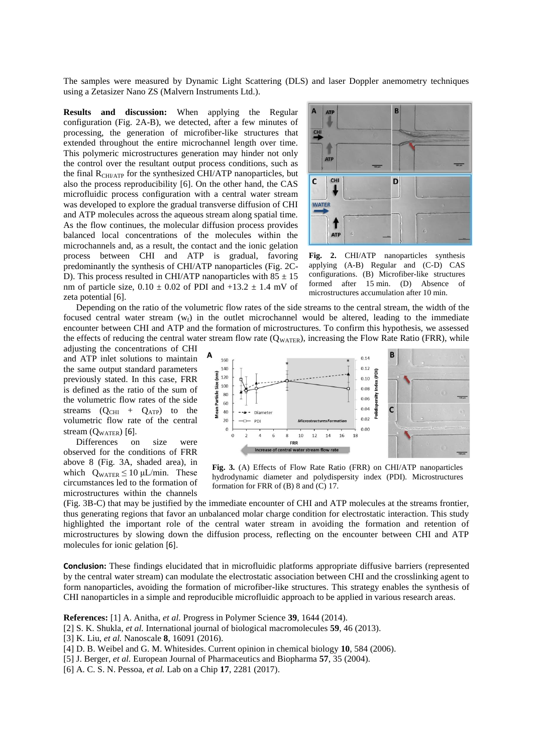The samples were measured by Dynamic Light Scattering (DLS) and laser Doppler anemometry techniques using a Zetasizer Nano ZS (Malvern Instruments Ltd.).

**Results and discussion:** When applying the Regular configuration (Fig. 2A-B), we detected, after a few minutes of processing, the generation of microfiber-like structures that extended throughout the entire microchannel length over time. This polymeric microstructures generation may hinder not only the control over the resultant output process conditions, such as the final $R_{CHI/ATP}$ for the synthesized CHI/ATP nanoparticles, but also the process reproducibility [6]. On the other hand, the CAS microfluidic process configuration with a central water stream was developed to explore the gradual transverse diffusion of CHI and ATP molecules across the aqueous stream along spatial time. As the flow continues, the molecular diffusion process provides balanced local concentrations of the molecules within the microchannels and, as a result, the contact and the ionic gelation process between CHI and ATP is gradual, favoring predominantly the synthesis of CHI/ATP nanoparticles (Fig. 2C-D). This process resulted in CHI/ATP nanoparticles with $85 \pm 15$ nm of particle size, $0.10 \pm 0.02$ of PDI and $+13.2 \pm 1.4$ mV of zeta potential [6].

A ATP CHI ATP B C CHI WATER ATP D

**Fig. 2.** CHI/ATP nanoparticles synthesis applying (A-B) Regular and (C-D) CAS configurations. (B) Microfiber-like structures formed after 15 min. (D) Absence of microstructures accumulation after 10 min.

Depending on the ratio of the volumetric flow rates of the side streams to the central stream, the width of the focused central water stream ($w_f$) in the outlet microchannel would be altered, leading to the immediate encounter between CHI and ATP and the formation of microstructures. To confirm this hypothesis, we assessed the effects of reducing the central water stream flow rate ($Q_{WATER}$), increasing the Flow Rate Ratio (FRR), while adjusting the concentrations of CHI and ATP inlet solutions to maintain the same output standard parameters previously stated. In this case, FRR is defined as the ratio of the sum of the volumetric flow rates of the side streams ($Q_{CHI} + Q_{ATP}$) to the volumetric flow rate of the central stream ($Q_{WATER}$) [6].

Differences on size were observed for the conditions of FRR above 8 (Fig. 3A, shaded area), in which $Q_{WATER} \leq 10$ µL/min. These circumstances led to the formation of microstructures within the channels (Fig. 3B-C) that may be justified by the immediate encounter of CHI and ATP molecules at the streams frontier, thus generating regions that favor an unbalanced molar charge condition for electrostatic interaction. This study highlighted the important role of the central water stream in avoiding the formation and retention of microstructures by slowing down the diffusion process, reflecting on the encounter between CHI and ATP molecules for ionic gelation [6].

A
Mean Particle Size (nm)
160 140 120 100 80 60 40 20 0
Polidispersity Index (PDI)
0.14 0.12 0.10 0.08 0.06 0.04 0.02 0.00
0 2 4 6 8 10 12 14 16 18
FRR
Diameter
PDI
Microstructures Formation
Increase of central water stream flow rate
B
C

**Fig. 3.** (A) Effects of Flow Rate Ratio (FRR) on CHI/ATP nanoparticles hydrodynamic diameter and polydispersity index (PDI). Microstructures formation for FRR of (B) 8 and (C) 17.

**Conclusion:** These findings elucidated that in microfluidic platforms appropriate diffusive barriers (represented by the central water stream) can modulate the electrostatic association between CHI and the crosslinking agent to form nanoparticles, avoiding the formation of microfiber-like structures. This strategy enables the synthesis of CHI nanoparticles in a simple and reproducible microfluidic approach to be applied in various research areas.

**References:** [1] A. Anitha, *et al.* Progress in Polymer Science **39**, 1644 (2014).
[2] S. K. Shukla, *et al.* International journal of biological macromolecules **59**, 46 (2013).
[3] K. Liu, *et al.* Nanoscale **8**, 16091 (2016).
[4] D. B. Weibel and G. M. Whitesides. Current opinion in chemical biology **10**, 584 (2006).
[5] J. Berger, *et al.* European Journal of Pharmaceutics and Biopharma **57**, 35 (2004).
[6] A. C. S. N. Pessoa, *et al.* Lab on a Chip **17**, 2281 (2017).